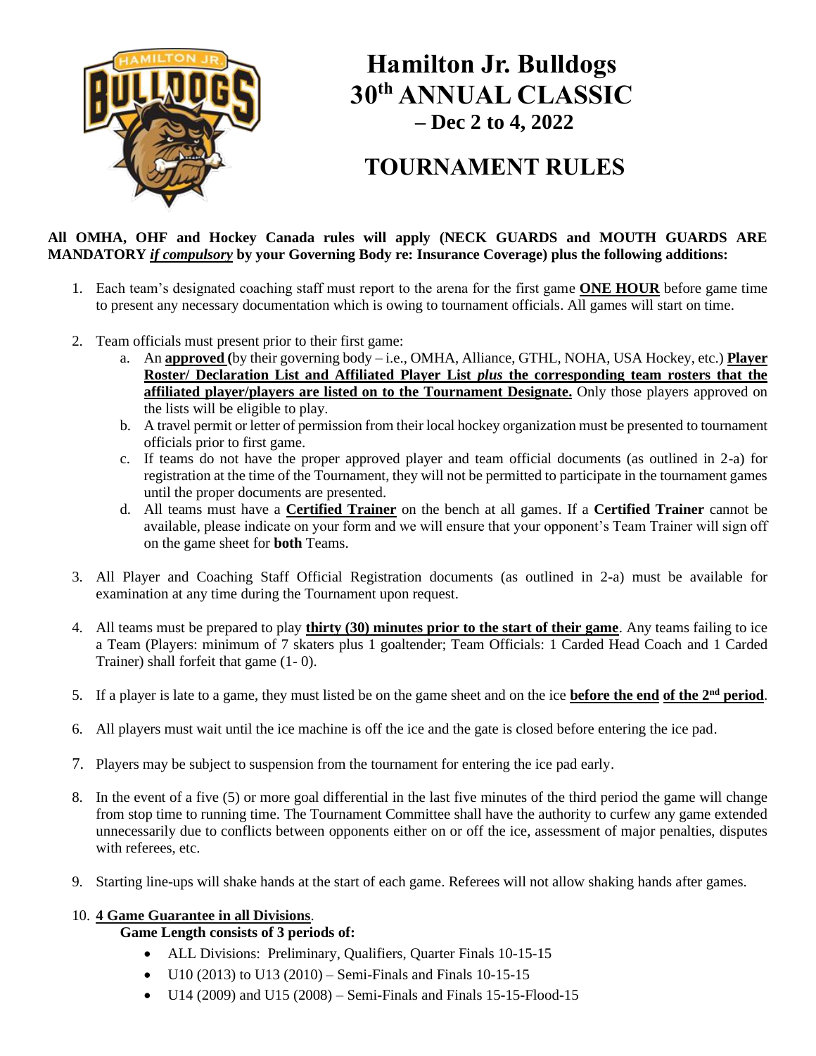// Hamilton Jr. Bulldogs 30th Annual Classic tournament rules, page 1 of 4

# Hamilton Jr. Bulldogs 30th ANNUAL CLASSIC – Dec 2 to 4, 2022

# TOURNAMENT RULES

**All OMHA, OHF and Hockey Canada rules will apply (NECK GUARDS and MOUTH GUARDS ARE MANDATORY *if compulsory* by your Governing Body re: Insurance Coverage) plus the following additions:**

1. Each team's designated coaching staff must report to the arena for the first game **ONE HOUR** before game time to present any necessary documentation which is owing to tournament officials. All games will start on time.

2. Team officials must present prior to their first game:
   a. An **approved (**by their governing body – i.e., OMHA, Alliance, GTHL, NOHA, USA Hockey, etc.) **Player Roster/ Declaration List and Affiliated Player List *plus* the corresponding team rosters that the affiliated player/players are listed on to the Tournament Designate.** Only those players approved on the lists will be eligible to play.
   b. A travel permit or letter of permission from their local hockey organization must be presented to tournament officials prior to first game.
   c. If teams do not have the proper approved player and team official documents (as outlined in 2-a) for registration at the time of the Tournament, they will not be permitted to participate in the tournament games until the proper documents are presented.
   d. All teams must have a **Certified Trainer** on the bench at all games. If a **Certified Trainer** cannot be available, please indicate on your form and we will ensure that your opponent's Team Trainer will sign off on the game sheet for **both** Teams.

3. All Player and Coaching Staff Official Registration documents (as outlined in 2-a) must be available for examination at any time during the Tournament upon request.

4. All teams must be prepared to play **thirty (30) minutes prior to the start of their game**. Any teams failing to ice a Team (Players: minimum of 7 skaters plus 1 goaltender; Team Officials: 1 Carded Head Coach and 1 Carded Trainer) shall forfeit that game (1- 0).

5. If a player is late to a game, they must listed be on the game sheet and on the ice **before the end of the 2nd period**.

6. All players must wait until the ice machine is off the ice and the gate is closed before entering the ice pad.

7. Players may be subject to suspension from the tournament for entering the ice pad early.

8. In the event of a five (5) or more goal differential in the last five minutes of the third period the game will change from stop time to running time. The Tournament Committee shall have the authority to curfew any game extended unnecessarily due to conflicts between opponents either on or off the ice, assessment of major penalties, disputes with referees, etc.

9. Starting line-ups will shake hands at the start of each game. Referees will not allow shaking hands after games.

10. **4 Game Guarantee in all Divisions**.
    **Game Length consists of 3 periods of:**
    - ALL Divisions: Preliminary, Qualifiers, Quarter Finals 10-15-15
    - U10 (2013) to U13 (2010) – Semi-Finals and Finals 10-15-15
    - U14 (2009) and U15 (2008) – Semi-Finals and Finals 15-15-Flood-15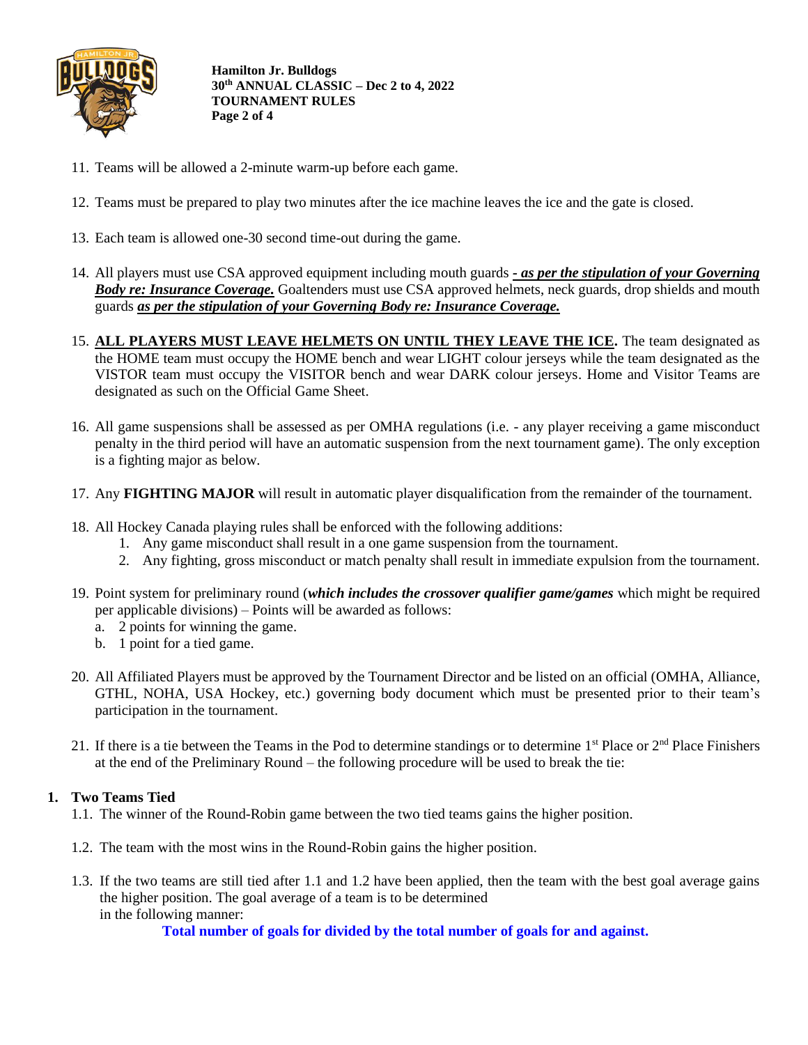11. Teams will be allowed a 2-minute warm-up before each game.

12. Teams must be prepared to play two minutes after the ice machine leaves the ice and the gate is closed.

13. Each team is allowed one-30 second time-out during the game.

14. All players must use CSA approved equipment including mouth guards ***- as per the stipulation of your Governing Body re: Insurance Coverage.*** Goaltenders must use CSA approved helmets, neck guards, drop shields and mouth guards ***as per the stipulation of your Governing Body re: Insurance Coverage.***

15. **ALL PLAYERS MUST LEAVE HELMETS ON UNTIL THEY LEAVE THE ICE.** The team designated as the HOME team must occupy the HOME bench and wear LIGHT colour jerseys while the team designated as the VISTOR team must occupy the VISITOR bench and wear DARK colour jerseys. Home and Visitor Teams are designated as such on the Official Game Sheet.

16. All game suspensions shall be assessed as per OMHA regulations (i.e. - any player receiving a game misconduct penalty in the third period will have an automatic suspension from the next tournament game). The only exception is a fighting major as below.

17. Any **FIGHTING MAJOR** will result in automatic player disqualification from the remainder of the tournament.

18. All Hockey Canada playing rules shall be enforced with the following additions:
    1. Any game misconduct shall result in a one game suspension from the tournament.
    2. Any fighting, gross misconduct or match penalty shall result in immediate expulsion from the tournament.

19. Point system for preliminary round (***which includes the crossover qualifier game/games*** which might be required per applicable divisions) – Points will be awarded as follows:
    a. 2 points for winning the game.
    b. 1 point for a tied game.

20. All Affiliated Players must be approved by the Tournament Director and be listed on an official (OMHA, Alliance, GTHL, NOHA, USA Hockey, etc.) governing body document which must be presented prior to their team's participation in the tournament.

21. If there is a tie between the Teams in the Pod to determine standings or to determine 1st Place or 2nd Place Finishers at the end of the Preliminary Round – the following procedure will be used to break the tie:

**1. Two Teams Tied**

1.1. The winner of the Round-Robin game between the two tied teams gains the higher position.

1.2. The team with the most wins in the Round-Robin gains the higher position.

1.3. If the two teams are still tied after 1.1 and 1.2 have been applied, then the team with the best goal average gains the higher position. The goal average of a team is to be determined in the following manner:

**Total number of goals for divided by the total number of goals for and against.**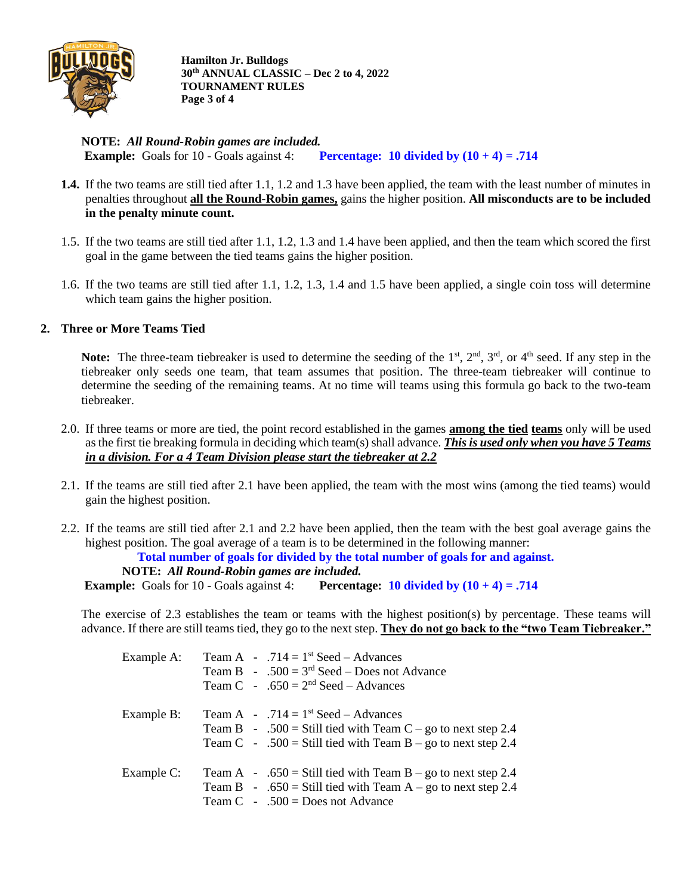**NOTE:** ***All Round-Robin games are included.***
**Example:** Goals for 10 - Goals against 4: **Percentage: 10 divided by (10 + 4) = .714**

**1.4.** If the two teams are still tied after 1.1, 1.2 and 1.3 have been applied, the team with the least number of minutes in penalties throughout **all the Round-Robin games,** gains the higher position. **All misconducts are to be included in the penalty minute count.**

1.5. If the two teams are still tied after 1.1, 1.2, 1.3 and 1.4 have been applied, and then the team which scored the first goal in the game between the tied teams gains the higher position.

1.6. If the two teams are still tied after 1.1, 1.2, 1.3, 1.4 and 1.5 have been applied, a single coin toss will determine which team gains the higher position.

## 2. Three or More Teams Tied

**Note:** The three-team tiebreaker is used to determine the seeding of the 1st, 2nd, 3rd, or 4th seed. If any step in the tiebreaker only seeds one team, that team assumes that position. The three-team tiebreaker will continue to determine the seeding of the remaining teams. At no time will teams using this formula go back to the two-team tiebreaker.

2.0. If three teams or more are tied, the point record established in the games **among the tied teams** only will be used as the first tie breaking formula in deciding which team(s) shall advance. ***This is used only when you have 5 Teams in a division. For a 4 Team Division please start the tiebreaker at 2.2***

2.1. If the teams are still tied after 2.1 have been applied, the team with the most wins (among the tied teams) would gain the highest position.

2.2. If the teams are still tied after 2.1 and 2.2 have been applied, then the team with the best goal average gains the highest position. The goal average of a team is to be determined in the following manner:

**Total number of goals for divided by the total number of goals for and against.**
**NOTE:** ***All Round-Robin games are included.***
**Example:** Goals for 10 - Goals against 4: **Percentage: 10 divided by (10 + 4) = .714**

The exercise of 2.3 establishes the team or teams with the highest position(s) by percentage. These teams will advance. If there are still teams tied, they go to the next step. **They do not go back to the "two Team Tiebreaker."**

Example A:
- Team A - .714 = 1st Seed – Advances
- Team B - .500 = 3rd Seed – Does not Advance
- Team C - .650 = 2nd Seed – Advances

Example B:
- Team A - .714 = 1st Seed – Advances
- Team B - .500 = Still tied with Team C – go to next step 2.4
- Team C - .500 = Still tied with Team B – go to next step 2.4

Example C:
- Team A - .650 = Still tied with Team B – go to next step 2.4
- Team B - .650 = Still tied with Team A – go to next step 2.4
- Team C - .500 = Does not Advance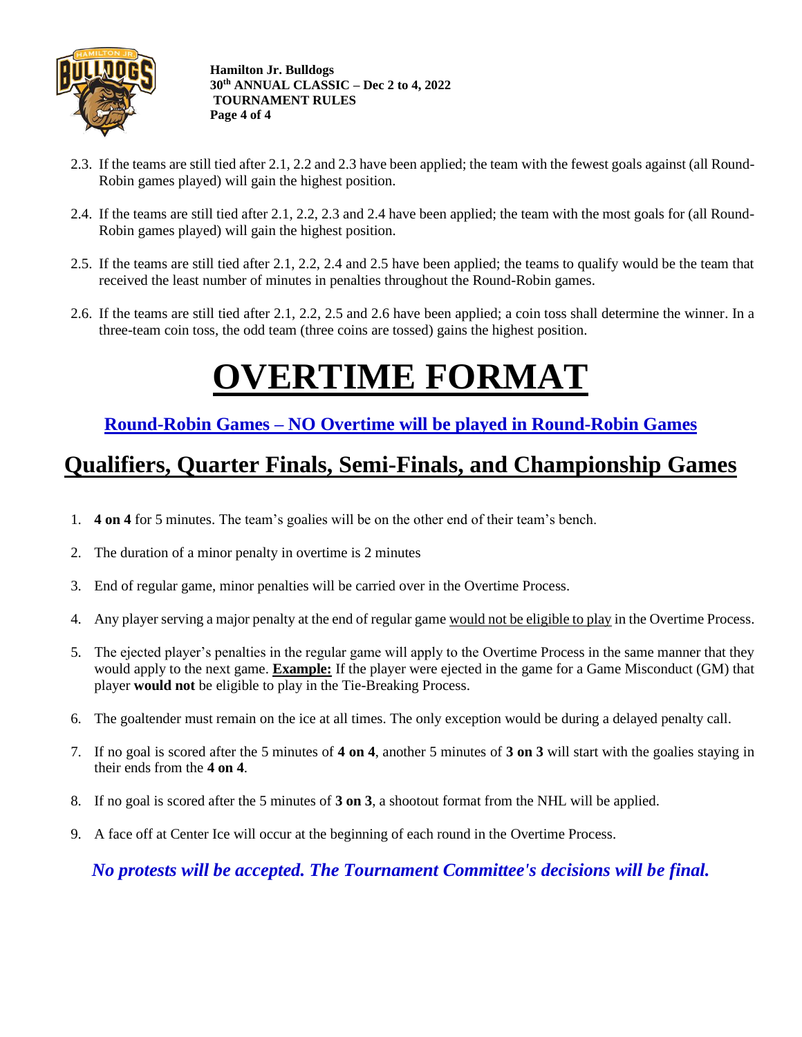2.3. If the teams are still tied after 2.1, 2.2 and 2.3 have been applied; the team with the fewest goals against (all Round-Robin games played) will gain the highest position.

2.4. If the teams are still tied after 2.1, 2.2, 2.3 and 2.4 have been applied; the team with the most goals for (all Round-Robin games played) will gain the highest position.

2.5. If the teams are still tied after 2.1, 2.2, 2.4 and 2.5 have been applied; the teams to qualify would be the team that received the least number of minutes in penalties throughout the Round-Robin games.

2.6. If the teams are still tied after 2.1, 2.2, 2.5 and 2.6 have been applied; a coin toss shall determine the winner. In a three-team coin toss, the odd team (three coins are tossed) gains the highest position.

# OVERTIME FORMAT

### Round-Robin Games – NO Overtime will be played in Round-Robin Games

## Qualifiers, Quarter Finals, Semi-Finals, and Championship Games

1. **4 on 4** for 5 minutes. The team's goalies will be on the other end of their team's bench.
2. The duration of a minor penalty in overtime is 2 minutes
3. End of regular game, minor penalties will be carried over in the Overtime Process.
4. Any player serving a major penalty at the end of regular game would not be eligible to play in the Overtime Process.
5. The ejected player's penalties in the regular game will apply to the Overtime Process in the same manner that they would apply to the next game. **Example:** If the player were ejected in the game for a Game Misconduct (GM) that player **would not** be eligible to play in the Tie-Breaking Process.
6. The goaltender must remain on the ice at all times. The only exception would be during a delayed penalty call.
7. If no goal is scored after the 5 minutes of **4 on 4**, another 5 minutes of **3 on 3** will start with the goalies staying in their ends from the **4 on 4**.
8. If no goal is scored after the 5 minutes of **3 on 3**, a shootout format from the NHL will be applied.
9. A face off at Center Ice will occur at the beginning of each round in the Overtime Process.

***No protests will be accepted. The Tournament Committee's decisions will be final.***